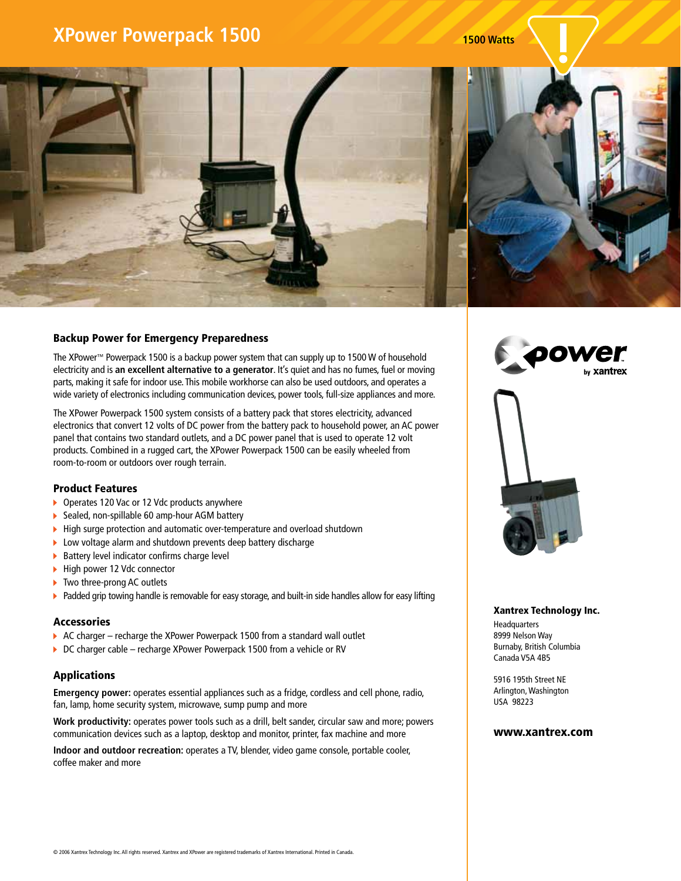# XPower Powerpack 1500

1500 Watts

## Backup Power for Emergency Preparedness

The XPower™ Powerpack 1500 is a backup power system that can supply up to 1500 W of household electricity and is **an excellent alternative to a generator**. It's quiet and has no fumes, fuel or moving parts, making it safe for indoor use. This mobile workhorse can also be used outdoors, and operates a wide variety of electronics including communication devices, power tools, full-size appliances and more.

The XPower Powerpack 1500 system consists of a battery pack that stores electricity, advanced electronics that convert 12 volts of DC power from the battery pack to household power, an AC power panel that contains two standard outlets, and a DC power panel that is used to operate 12 volt products. Combined in a rugged cart, the XPower Powerpack 1500 can be easily wheeled from room-to-room or outdoors over rough terrain.

### Product Features

- Operates 120 Vac or 12 Vdc products anywhere
- Sealed, non-spillable 60 amp-hour AGM battery
- High surge protection and automatic over-temperature and overload shutdown
- Low voltage alarm and shutdown prevents deep battery discharge
- Battery level indicator confirms charge level
- High power 12 Vdc connector
- Two three-prong AC outlets
- Padded grip towing handle is removable for easy storage, and built-in side handles allow for easy lifting

### Accessories

- AC charger – recharge the XPower Powerpack 1500 from a standard wall outlet
- DC charger cable – recharge XPower Powerpack 1500 from a vehicle or RV

### Applications

**Emergency power:** operates essential appliances such as a fridge, cordless and cell phone, radio, fan, lamp, home security system, microwave, sump pump and more

**Work productivity:** operates power tools such as a drill, belt sander, circular saw and more; powers communication devices such as a laptop, desktop and monitor, printer, fax machine and more

**Indoor and outdoor recreation:** operates a TV, blender, video game console, portable cooler, coffee maker and more

xpower by xantrex

**Xantrex Technology Inc.**

Headquarters
8999 Nelson Way
Burnaby, British Columbia
Canada V5A 4B5

5916 195th Street NE
Arlington, Washington
USA 98223

**www.xantrex.com**

© 2006 Xantrex Technology Inc. All rights reserved. Xantrex and XPower are registered trademarks of Xantrex International. Printed in Canada.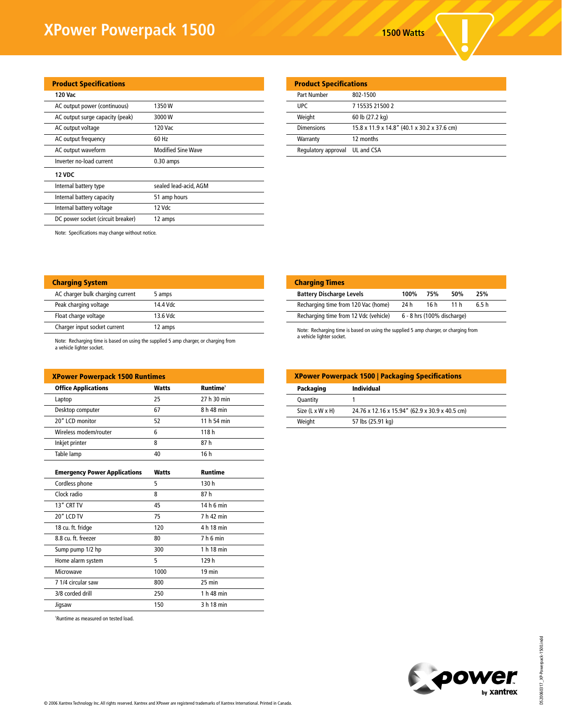# XPower Powerpack 1500

**1500 Watts**

## Product Specifications

| | |
|---|---|
| **120 Vac** | |
| AC output power (continuous) | 1350 W |
| AC output surge capacity (peak) | 3000 W |
| AC output voltage | 120 Vac |
| AC output frequency | 60 Hz |
| AC output waveform | Modified Sine Wave |
| Inverter no-load current | 0.30 amps |
| **12 VDC** | |
| Internal battery type | sealed lead-acid, AGM |
| Internal battery capacity | 51 amp hours |
| Internal battery voltage | 12 Vdc |
| DC power socket (circuit breaker) | 12 amps |

Note: Specifications may change without notice.

## Product Specifications

| | |
|---|---|
| Part Number | 802-1500 |
| UPC | 7 15535 21500 2 |
| Weight | 60 lb (27.2 kg) |
| Dimensions | 15.8 x 11.9 x 14.8" (40.1 x 30.2 x 37.6 cm) |
| Warranty | 12 months |
| Regulatory approval | UL and CSA |

## Charging System

| | |
|---|---|
| AC charger bulk charging current | 5 amps |
| Peak charging voltage | 14.4 Vdc |
| Float charge voltage | 13.6 Vdc |
| Charger input socket current | 12 amps |

Note: Recharging time is based on using the supplied 5 amp charger, or charging from a vehicle lighter socket.

## Charging Times

| Battery Discharge Levels | 100% | 75% | 50% | 25% |
|---|---|---|---|---|
| Recharging time from 120 Vac (home) | 24 h | 16 h | 11 h | 6.5 h |
| Recharging time from 12 Vdc (vehicle) | 6 - 8 hrs (100% discharge) | | | |

Note: Recharging time is based on using the supplied 5 amp charger, or charging from a vehicle lighter socket.

## XPower Powerpack 1500 Runtimes

| Office Applications | Watts | Runtime[1] |
|---|---|---|
| Laptop | 25 | 27 h 30 min |
| Desktop computer | 67 | 8 h 48 min |
| 20" LCD monitor | 52 | 11 h 54 min |
| Wireless modem/router | 6 | 118 h |
| Inkjet printer | 8 | 87 h |
| Table lamp | 40 | 16 h |
| **Emergency Power Applications** | **Watts** | **Runtime** |
| Cordless phone | 5 | 130 h |
| Clock radio | 8 | 87 h |
| 13" CRT TV | 45 | 14 h 6 min |
| 20" LCD TV | 75 | 7 h 42 min |
| 18 cu. ft. fridge | 120 | 4 h 18 min |
| 8.8 cu. ft. freezer | 80 | 7 h 6 min |
| Sump pump 1/2 hp | 300 | 1 h 18 min |
| Home alarm system | 5 | 129 h |
| Microwave | 1000 | 19 min |
| 7 1/4 circular saw | 800 | 25 min |
| 3/8 corded drill | 250 | 1 h 48 min |
| Jigsaw | 150 | 3 h 18 min |

[1]Runtime as measured on tested load.

## XPower Powerpack 1500 | Packaging Specifications

| Packaging | Individual |
|---|---|
| Quantity | 1 |
| Size (L x W x H) | 24.76 x 12.16 x 15.94" (62.9 x 30.9 x 40.5 cm) |
| Weight | 57 lbs (25.91 kg) |

xpower by xantrex

© 2006 Xantrex Technology Inc. All rights reserved. Xantrex and XPower are registered trademarks of Xantrex International. Printed in Canada.

DS20060317_XP-Powerpack-1500.indd